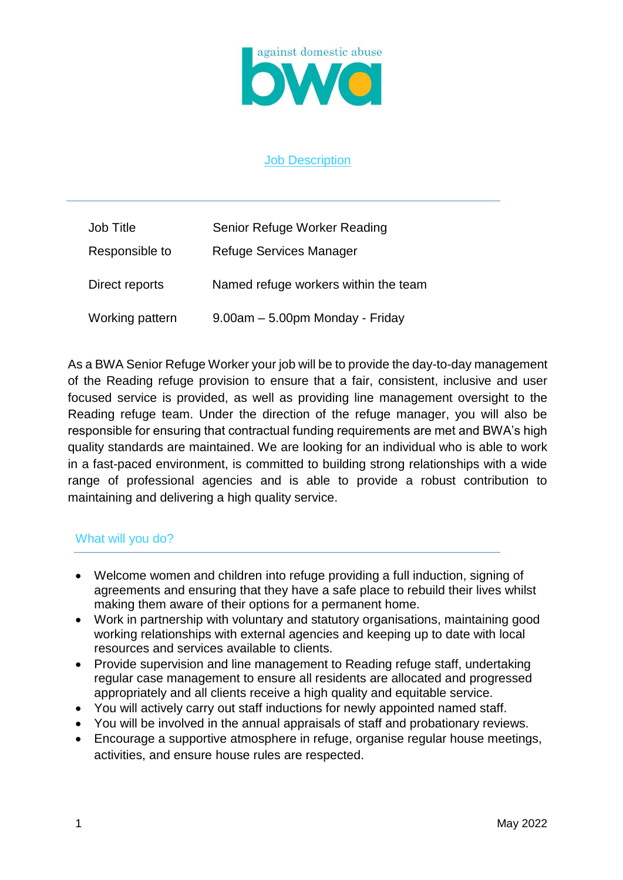against domestic abuse

bwa

# Job Description

| | |
|---|---|
| Job Title | Senior Refuge Worker Reading |
| Responsible to | Refuge Services Manager |
| Direct reports | Named refuge workers within the team |
| Working pattern | 9.00am – 5.00pm Monday - Friday |

As a BWA Senior Refuge Worker your job will be to provide the day-to-day management of the Reading refuge provision to ensure that a fair, consistent, inclusive and user focused service is provided, as well as providing line management oversight to the Reading refuge team. Under the direction of the refuge manager, you will also be responsible for ensuring that contractual funding requirements are met and BWA's high quality standards are maintained. We are looking for an individual who is able to work in a fast-paced environment, is committed to building strong relationships with a wide range of professional agencies and is able to provide a robust contribution to maintaining and delivering a high quality service.

## What will you do?

- Welcome women and children into refuge providing a full induction, signing of agreements and ensuring that they have a safe place to rebuild their lives whilst making them aware of their options for a permanent home.
- Work in partnership with voluntary and statutory organisations, maintaining good working relationships with external agencies and keeping up to date with local resources and services available to clients.
- Provide supervision and line management to Reading refuge staff, undertaking regular case management to ensure all residents are allocated and progressed appropriately and all clients receive a high quality and equitable service.
- You will actively carry out staff inductions for newly appointed named staff.
- You will be involved in the annual appraisals of staff and probationary reviews.
- Encourage a supportive atmosphere in refuge, organise regular house meetings, activities, and ensure house rules are respected.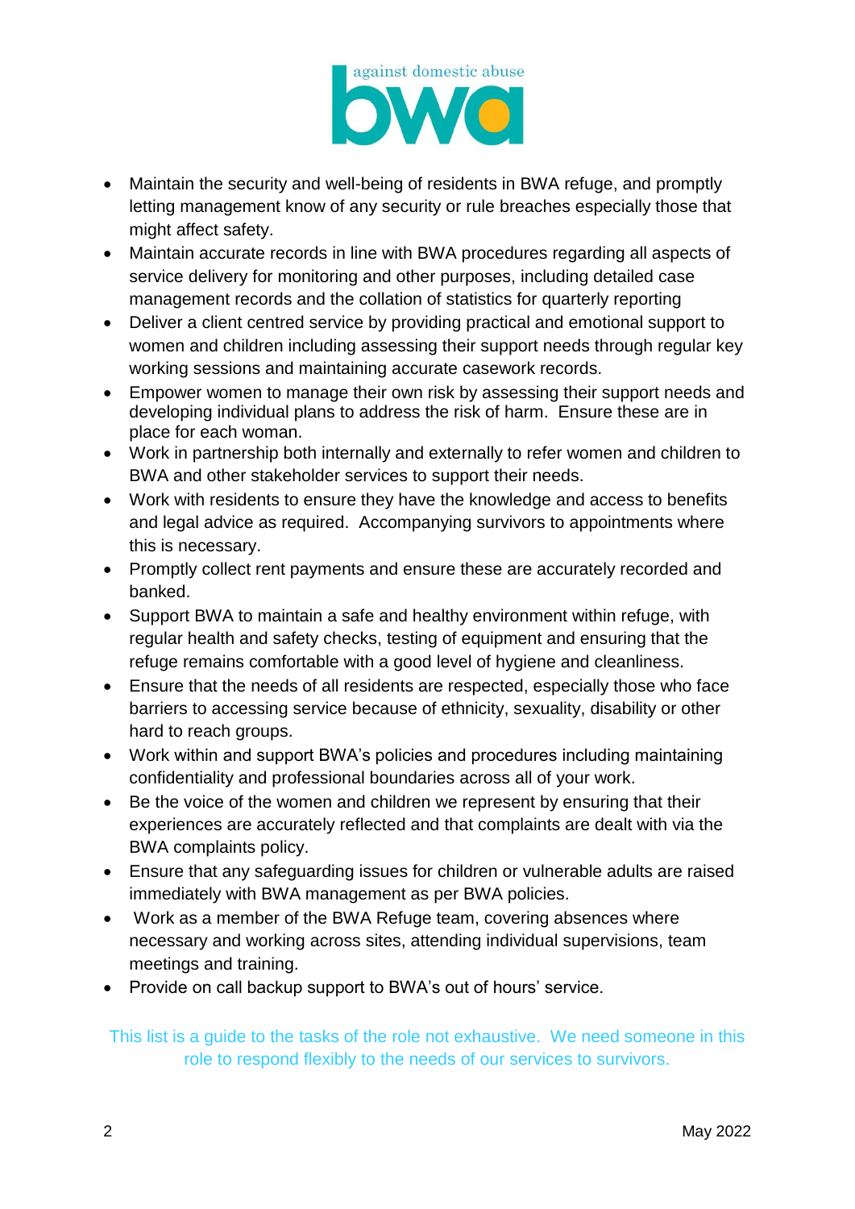- Maintain the security and well-being of residents in BWA refuge, and promptly letting management know of any security or rule breaches especially those that might affect safety.
- Maintain accurate records in line with BWA procedures regarding all aspects of service delivery for monitoring and other purposes, including detailed case management records and the collation of statistics for quarterly reporting
- Deliver a client centred service by providing practical and emotional support to women and children including assessing their support needs through regular key working sessions and maintaining accurate casework records.
- Empower women to manage their own risk by assessing their support needs and developing individual plans to address the risk of harm. Ensure these are in place for each woman.
- Work in partnership both internally and externally to refer women and children to BWA and other stakeholder services to support their needs.
- Work with residents to ensure they have the knowledge and access to benefits and legal advice as required. Accompanying survivors to appointments where this is necessary.
- Promptly collect rent payments and ensure these are accurately recorded and banked.
- Support BWA to maintain a safe and healthy environment within refuge, with regular health and safety checks, testing of equipment and ensuring that the refuge remains comfortable with a good level of hygiene and cleanliness.
- Ensure that the needs of all residents are respected, especially those who face barriers to accessing service because of ethnicity, sexuality, disability or other hard to reach groups.
- Work within and support BWA's policies and procedures including maintaining confidentiality and professional boundaries across all of your work.
- Be the voice of the women and children we represent by ensuring that their experiences are accurately reflected and that complaints are dealt with via the BWA complaints policy.
- Ensure that any safeguarding issues for children or vulnerable adults are raised immediately with BWA management as per BWA policies.
- Work as a member of the BWA Refuge team, covering absences where necessary and working across sites, attending individual supervisions, team meetings and training.
- Provide on call backup support to BWA's out of hours' service.

This list is a guide to the tasks of the role not exhaustive. We need someone in this role to respond flexibly to the needs of our services to survivors.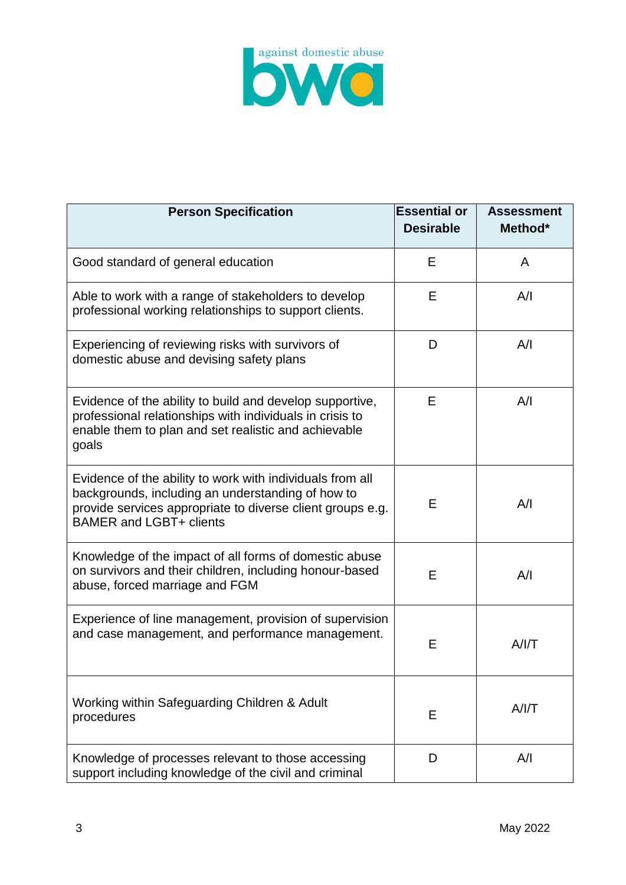| Person Specification | Essential or Desirable | Assessment Method* |
| --- | --- | --- |
| Good standard of general education | E | A |
| Able to work with a range of stakeholders to develop professional working relationships to support clients. | E | A/I |
| Experiencing of reviewing risks with survivors of domestic abuse and devising safety plans | D | A/I |
| Evidence of the ability to build and develop supportive, professional relationships with individuals in crisis to enable them to plan and set realistic and achievable goals | E | A/I |
| Evidence of the ability to work with individuals from all backgrounds, including an understanding of how to provide services appropriate to diverse client groups e.g. BAMER and LGBT+ clients | E | A/I |
| Knowledge of the impact of all forms of domestic abuse on survivors and their children, including honour-based abuse, forced marriage and FGM | E | A/I |
| Experience of line management, provision of supervision and case management, and performance management. | E | A/I/T |
| Working within Safeguarding Children & Adult procedures | E | A/I/T |
| Knowledge of processes relevant to those accessing support including knowledge of the civil and criminal | D | A/I |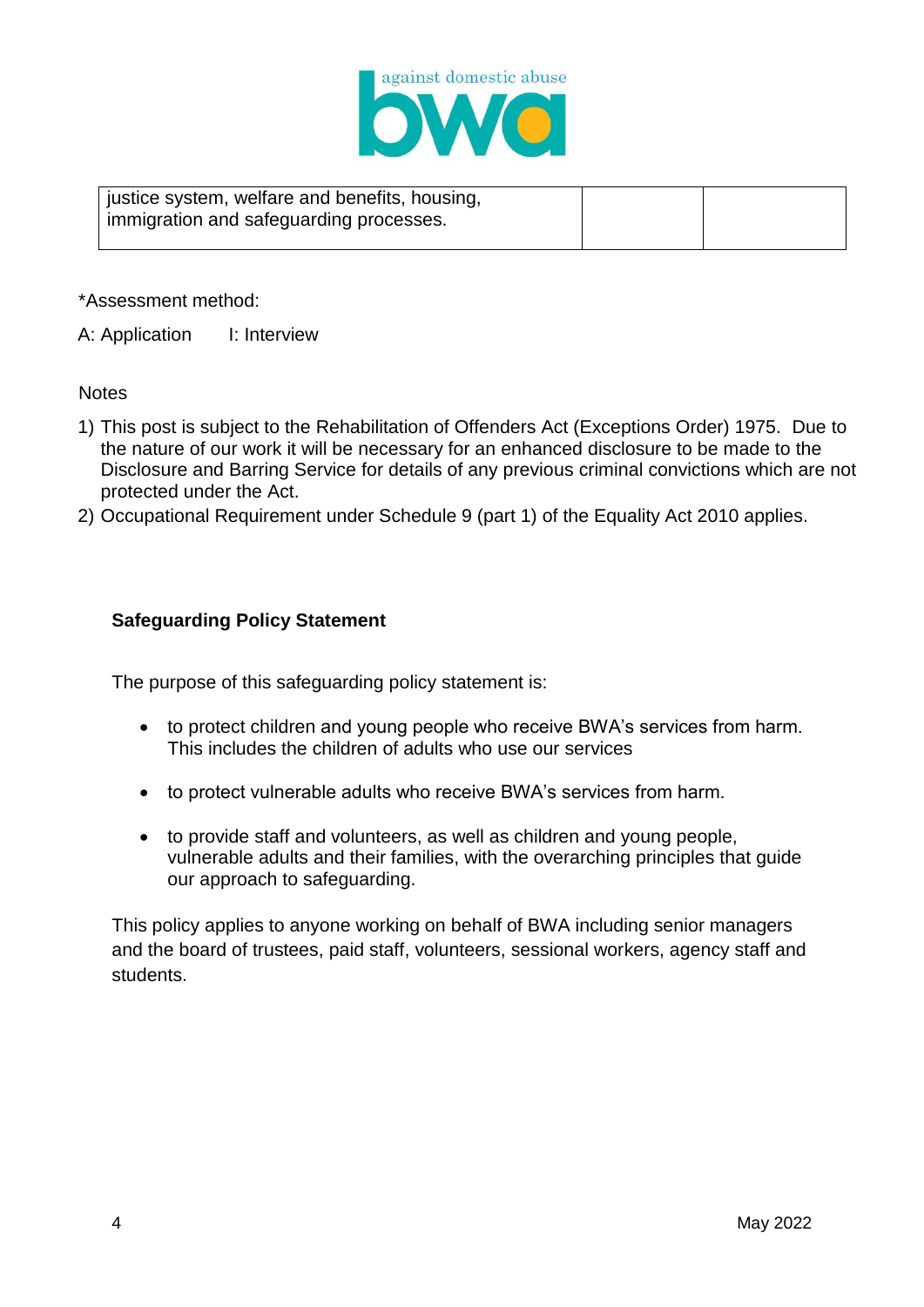| | | |
|---|---|---|
| justice system, welfare and benefits, housing, immigration and safeguarding processes. | | |

*Assessment method:

A: Application  I: Interview

Notes

1) This post is subject to the Rehabilitation of Offenders Act (Exceptions Order) 1975. Due to the nature of our work it will be necessary for an enhanced disclosure to be made to the Disclosure and Barring Service for details of any previous criminal convictions which are not protected under the Act.
2) Occupational Requirement under Schedule 9 (part 1) of the Equality Act 2010 applies.

**Safeguarding Policy Statement**

The purpose of this safeguarding policy statement is:

- to protect children and young people who receive BWA's services from harm. This includes the children of adults who use our services
- to protect vulnerable adults who receive BWA's services from harm.
- to provide staff and volunteers, as well as children and young people, vulnerable adults and their families, with the overarching principles that guide our approach to safeguarding.

This policy applies to anyone working on behalf of BWA including senior managers and the board of trustees, paid staff, volunteers, sessional workers, agency staff and students.